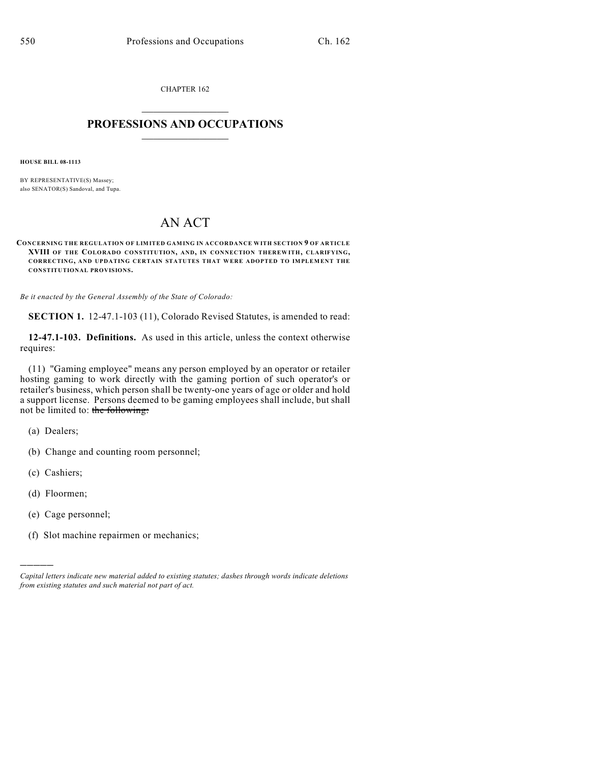CHAPTER 162

# PROFESSIONS AND OCCUPATIONS

**HOUSE BILL 08-1113**

BY REPRESENTATIVE(S) Massey;
also SENATOR(S) Sandoval, and Tupa.

# AN ACT

**CONCERNING THE REGULATION OF LIMITED GAMING IN ACCORDANCE WITH SECTION 9 OF ARTICLE XVIII OF THE COLORADO CONSTITUTION, AND, IN CONNECTION THEREWITH, CLARIFYING, CORRECTING, AND UPDATING CERTAIN STATUTES THAT WERE ADOPTED TO IMPLEMENT THE CONSTITUTIONAL PROVISIONS.**

*Be it enacted by the General Assembly of the State of Colorado:*

**SECTION 1.** 12-47.1-103 (11), Colorado Revised Statutes, is amended to read:

**12-47.1-103. Definitions.** As used in this article, unless the context otherwise requires:

(11) "Gaming employee" means any person employed by an operator or retailer hosting gaming to work directly with the gaming portion of such operator's or retailer's business, which person shall be twenty-one years of age or older and hold a support license. Persons deemed to be gaming employees shall include, but shall not be limited to: ~~the following:~~

(a) Dealers;

(b) Change and counting room personnel;

(c) Cashiers;

(d) Floormen;

(e) Cage personnel;

(f) Slot machine repairmen or mechanics;

---

*Capital letters indicate new material added to existing statutes; dashes through words indicate deletions from existing statutes and such material not part of act.*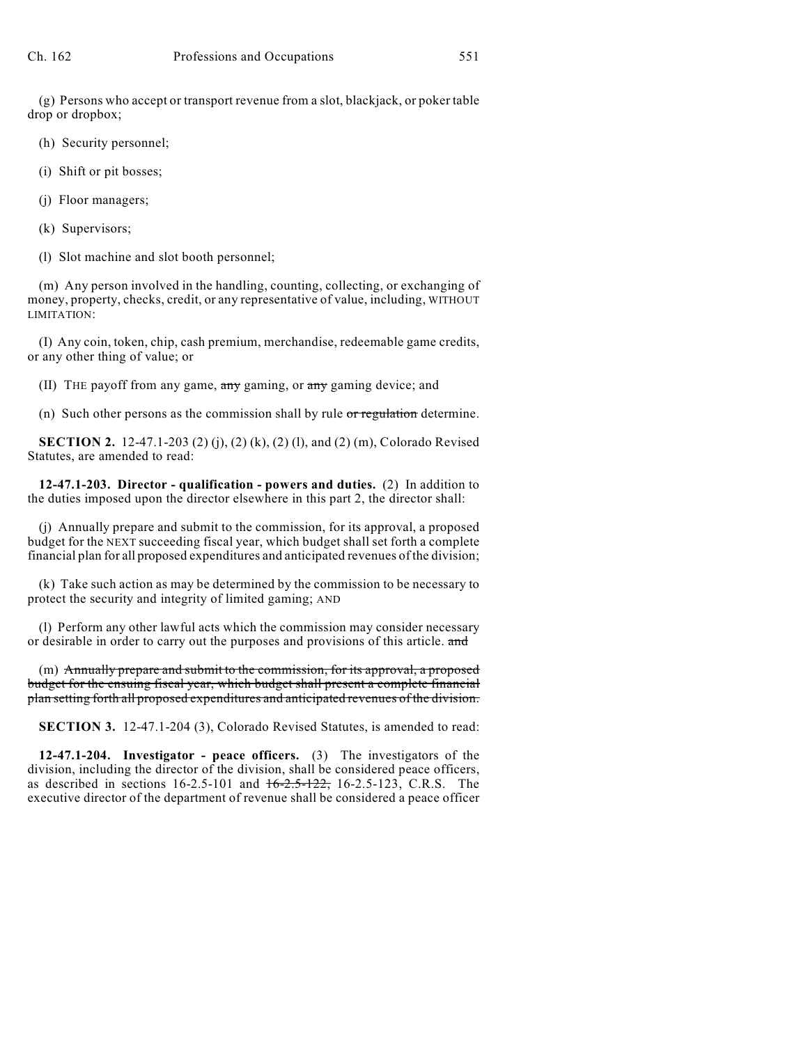(g) Persons who accept or transport revenue from a slot, blackjack, or poker table drop or dropbox;

(h) Security personnel;

(i) Shift or pit bosses;

(j) Floor managers;

(k) Supervisors;

(l) Slot machine and slot booth personnel;

(m) Any person involved in the handling, counting, collecting, or exchanging of money, property, checks, credit, or any representative of value, including, WITHOUT LIMITATION:

(I) Any coin, token, chip, cash premium, merchandise, redeemable game credits, or any other thing of value; or

(II) THE payoff from any game, ~~any~~ gaming, or ~~any~~ gaming device; and

(n) Such other persons as the commission shall by rule ~~or regulation~~ determine.

**SECTION 2.** 12-47.1-203 (2) (j), (2) (k), (2) (l), and (2) (m), Colorado Revised Statutes, are amended to read:

**12-47.1-203. Director - qualification - powers and duties.** (2) In addition to the duties imposed upon the director elsewhere in this part 2, the director shall:

(j) Annually prepare and submit to the commission, for its approval, a proposed budget for the NEXT succeeding fiscal year, which budget shall set forth a complete financial plan for all proposed expenditures and anticipated revenues of the division;

(k) Take such action as may be determined by the commission to be necessary to protect the security and integrity of limited gaming; AND

(l) Perform any other lawful acts which the commission may consider necessary or desirable in order to carry out the purposes and provisions of this article. ~~and~~

(m) ~~Annually prepare and submit to the commission, for its approval, a proposed budget for the ensuing fiscal year, which budget shall present a complete financial plan setting forth all proposed expenditures and anticipated revenues of the division.~~

**SECTION 3.** 12-47.1-204 (3), Colorado Revised Statutes, is amended to read:

**12-47.1-204. Investigator - peace officers.** (3) The investigators of the division, including the director of the division, shall be considered peace officers, as described in sections 16-2.5-101 and ~~16-2.5-122,~~ 16-2.5-123, C.R.S. The executive director of the department of revenue shall be considered a peace officer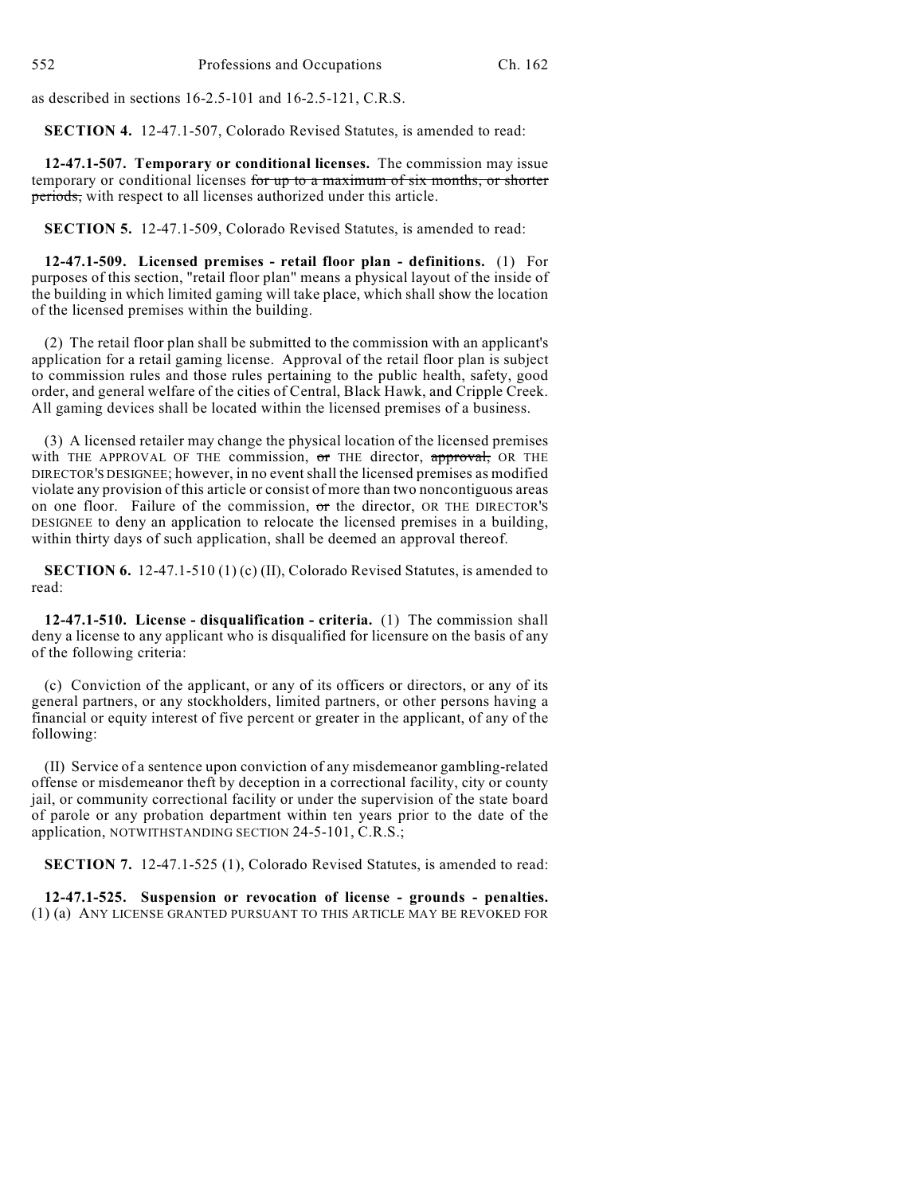as described in sections 16-2.5-101 and 16-2.5-121, C.R.S.

**SECTION 4.** 12-47.1-507, Colorado Revised Statutes, is amended to read:

**12-47.1-507. Temporary or conditional licenses.** The commission may issue temporary or conditional licenses ~~for up to a maximum of six months, or shorter periods,~~ with respect to all licenses authorized under this article.

**SECTION 5.** 12-47.1-509, Colorado Revised Statutes, is amended to read:

**12-47.1-509. Licensed premises - retail floor plan - definitions.** (1) For purposes of this section, "retail floor plan" means a physical layout of the inside of the building in which limited gaming will take place, which shall show the location of the licensed premises within the building.

(2) The retail floor plan shall be submitted to the commission with an applicant's application for a retail gaming license. Approval of the retail floor plan is subject to commission rules and those rules pertaining to the public health, safety, good order, and general welfare of the cities of Central, Black Hawk, and Cripple Creek. All gaming devices shall be located within the licensed premises of a business.

(3) A licensed retailer may change the physical location of the licensed premises with THE APPROVAL OF THE commission, ~~or~~ THE director, ~~approval,~~ OR THE DIRECTOR'S DESIGNEE; however, in no event shall the licensed premises as modified violate any provision of this article or consist of more than two noncontiguous areas on one floor. Failure of the commission, ~~or~~ the director, OR THE DIRECTOR'S DESIGNEE to deny an application to relocate the licensed premises in a building, within thirty days of such application, shall be deemed an approval thereof.

**SECTION 6.** 12-47.1-510 (1) (c) (II), Colorado Revised Statutes, is amended to read:

**12-47.1-510. License - disqualification - criteria.** (1) The commission shall deny a license to any applicant who is disqualified for licensure on the basis of any of the following criteria:

(c) Conviction of the applicant, or any of its officers or directors, or any of its general partners, or any stockholders, limited partners, or other persons having a financial or equity interest of five percent or greater in the applicant, of any of the following:

(II) Service of a sentence upon conviction of any misdemeanor gambling-related offense or misdemeanor theft by deception in a correctional facility, city or county jail, or community correctional facility or under the supervision of the state board of parole or any probation department within ten years prior to the date of the application, NOTWITHSTANDING SECTION 24-5-101, C.R.S.;

**SECTION 7.** 12-47.1-525 (1), Colorado Revised Statutes, is amended to read:

**12-47.1-525. Suspension or revocation of license - grounds - penalties.** (1) (a) ANY LICENSE GRANTED PURSUANT TO THIS ARTICLE MAY BE REVOKED FOR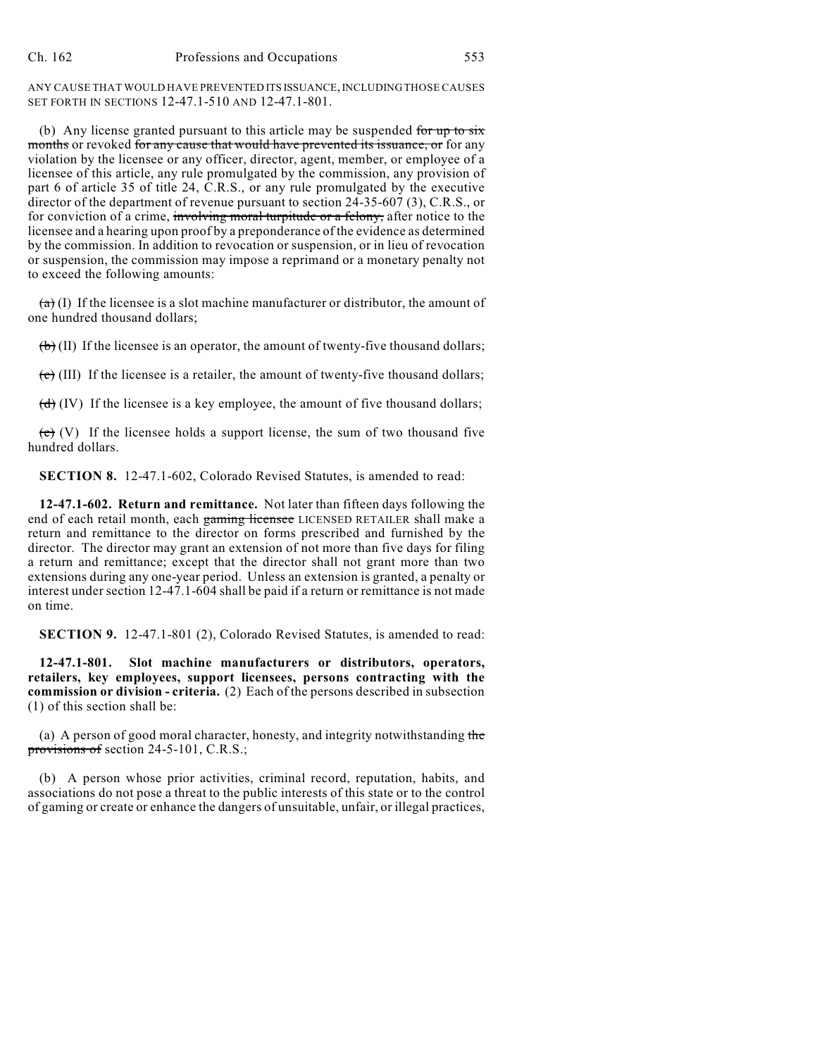ANY CAUSE THAT WOULD HAVE PREVENTED ITS ISSUANCE, INCLUDING THOSE CAUSES SET FORTH IN SECTIONS 12-47.1-510 AND 12-47.1-801.

(b) Any license granted pursuant to this article may be suspended ~~for up to six months~~ or revoked ~~for any cause that would have prevented its issuance, or~~ for any violation by the licensee or any officer, director, agent, member, or employee of a licensee of this article, any rule promulgated by the commission, any provision of part 6 of article 35 of title 24, C.R.S., or any rule promulgated by the executive director of the department of revenue pursuant to section 24-35-607 (3), C.R.S., or for conviction of a crime, ~~involving moral turpitude or a felony,~~ after notice to the licensee and a hearing upon proof by a preponderance of the evidence as determined by the commission. In addition to revocation or suspension, or in lieu of revocation or suspension, the commission may impose a reprimand or a monetary penalty not to exceed the following amounts:

~~(a)~~ (I) If the licensee is a slot machine manufacturer or distributor, the amount of one hundred thousand dollars;

~~(b)~~ (II) If the licensee is an operator, the amount of twenty-five thousand dollars;

~~(c)~~ (III) If the licensee is a retailer, the amount of twenty-five thousand dollars;

~~(d)~~ (IV) If the licensee is a key employee, the amount of five thousand dollars;

~~(e)~~ (V) If the licensee holds a support license, the sum of two thousand five hundred dollars.

**SECTION 8.** 12-47.1-602, Colorado Revised Statutes, is amended to read:

**12-47.1-602. Return and remittance.** Not later than fifteen days following the end of each retail month, each ~~gaming licensee~~ LICENSED RETAILER shall make a return and remittance to the director on forms prescribed and furnished by the director. The director may grant an extension of not more than five days for filing a return and remittance; except that the director shall not grant more than two extensions during any one-year period. Unless an extension is granted, a penalty or interest under section 12-47.1-604 shall be paid if a return or remittance is not made on time.

**SECTION 9.** 12-47.1-801 (2), Colorado Revised Statutes, is amended to read:

**12-47.1-801. Slot machine manufacturers or distributors, operators, retailers, key employees, support licensees, persons contracting with the commission or division - criteria.** (2) Each of the persons described in subsection (1) of this section shall be:

(a) A person of good moral character, honesty, and integrity notwithstanding ~~the provisions of~~ section 24-5-101, C.R.S.;

(b) A person whose prior activities, criminal record, reputation, habits, and associations do not pose a threat to the public interests of this state or to the control of gaming or create or enhance the dangers of unsuitable, unfair, or illegal practices,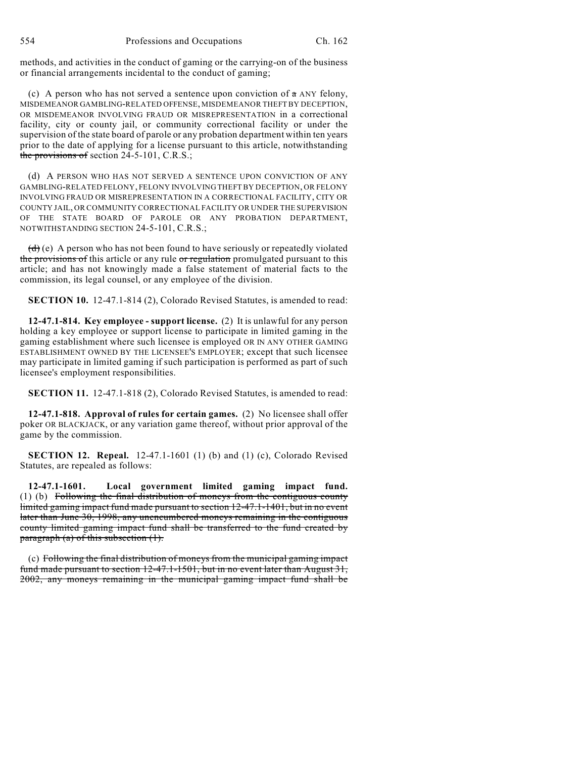methods, and activities in the conduct of gaming or the carrying-on of the business or financial arrangements incidental to the conduct of gaming;

(c) A person who has not served a sentence upon conviction of ~~a~~ ANY felony, MISDEMEANOR GAMBLING-RELATED OFFENSE, MISDEMEANOR THEFT BY DECEPTION, OR MISDEMEANOR INVOLVING FRAUD OR MISREPRESENTATION in a correctional facility, city or county jail, or community correctional facility or under the supervision of the state board of parole or any probation department within ten years prior to the date of applying for a license pursuant to this article, notwithstanding ~~the provisions of~~ section 24-5-101, C.R.S.;

(d) A PERSON WHO HAS NOT SERVED A SENTENCE UPON CONVICTION OF ANY GAMBLING-RELATED FELONY, FELONY INVOLVING THEFT BY DECEPTION, OR FELONY INVOLVING FRAUD OR MISREPRESENTATION IN A CORRECTIONAL FACILITY, CITY OR COUNTY JAIL, OR COMMUNITY CORRECTIONAL FACILITY OR UNDER THE SUPERVISION OF THE STATE BOARD OF PAROLE OR ANY PROBATION DEPARTMENT, NOTWITHSTANDING SECTION 24-5-101, C.R.S.;

~~(d)~~ (e) A person who has not been found to have seriously or repeatedly violated ~~the provisions of~~ this article or any rule ~~or regulation~~ promulgated pursuant to this article; and has not knowingly made a false statement of material facts to the commission, its legal counsel, or any employee of the division.

**SECTION 10.** 12-47.1-814 (2), Colorado Revised Statutes, is amended to read:

**12-47.1-814. Key employee - support license.** (2) It is unlawful for any person holding a key employee or support license to participate in limited gaming in the gaming establishment where such licensee is employed OR IN ANY OTHER GAMING ESTABLISHMENT OWNED BY THE LICENSEE'S EMPLOYER; except that such licensee may participate in limited gaming if such participation is performed as part of such licensee's employment responsibilities.

**SECTION 11.** 12-47.1-818 (2), Colorado Revised Statutes, is amended to read:

**12-47.1-818. Approval of rules for certain games.** (2) No licensee shall offer poker OR BLACKJACK, or any variation game thereof, without prior approval of the game by the commission.

**SECTION 12. Repeal.** 12-47.1-1601 (1) (b) and (1) (c), Colorado Revised Statutes, are repealed as follows:

**12-47.1-1601. Local government limited gaming impact fund.** (1) (b) ~~Following the final distribution of moneys from the contiguous county limited gaming impact fund made pursuant to section 12-47.1-1401, but in no event later than June 30, 1998, any unencumbered moneys remaining in the contiguous county limited gaming impact fund shall be transferred to the fund created by paragraph (a) of this subsection (1).~~

(c) ~~Following the final distribution of moneys from the municipal gaming impact fund made pursuant to section 12-47.1-1501, but in no event later than August 31, 2002, any moneys remaining in the municipal gaming impact fund shall be~~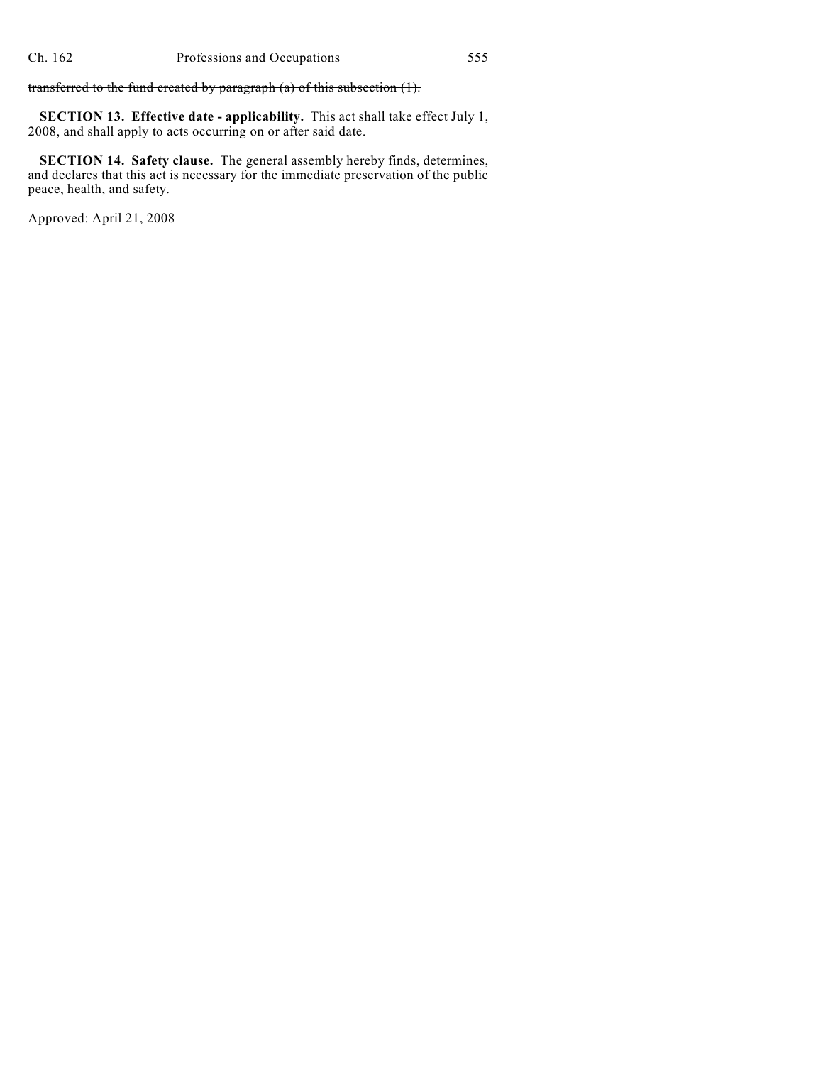~~transferred to the fund created by paragraph (a) of this subsection (1).~~

**SECTION 13. Effective date - applicability.** This act shall take effect July 1, 2008, and shall apply to acts occurring on or after said date.

**SECTION 14. Safety clause.** The general assembly hereby finds, determines, and declares that this act is necessary for the immediate preservation of the public peace, health, and safety.

Approved: April 21, 2008